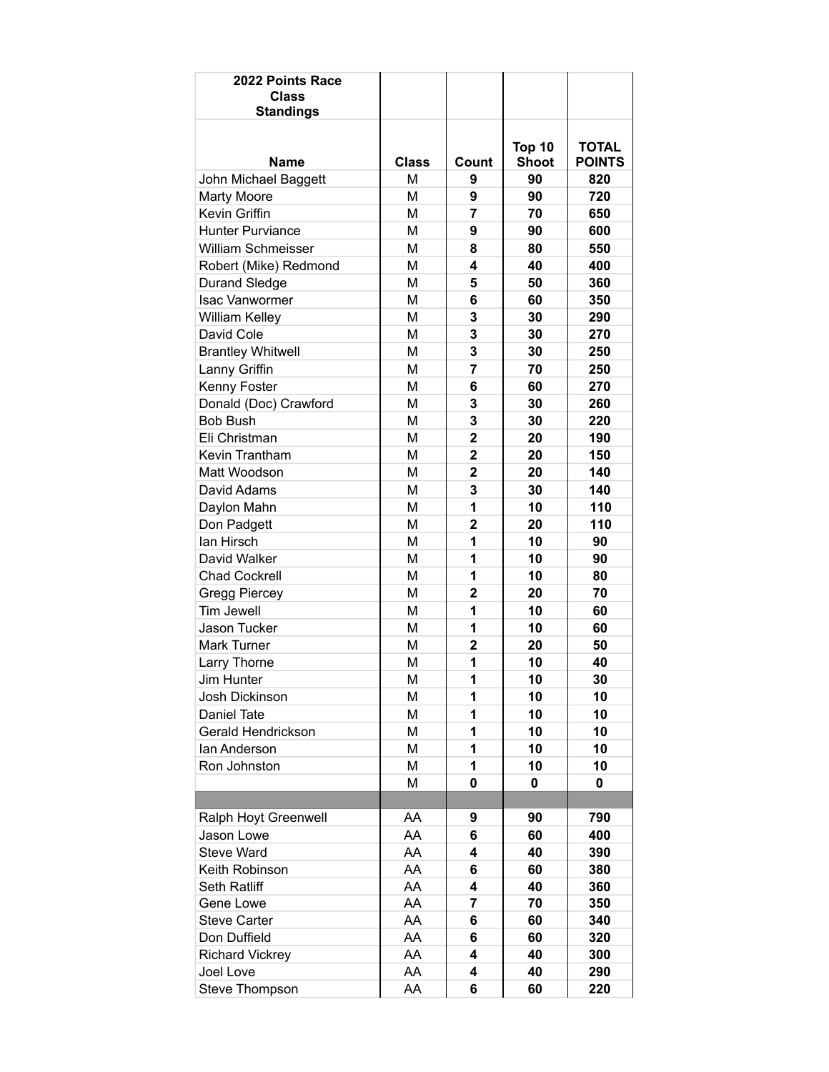| 2022 Points Race Class Standings | | | | |
|---|---|---|---|---|
| **Name** | **Class** | **Count** | **Top 10 Shoot** | **TOTAL POINTS** |
| John Michael Baggett | M | **9** | **90** | **820** |
| Marty Moore | M | **9** | **90** | **720** |
| Kevin Griffin | M | **7** | **70** | **650** |
| Hunter Purviance | M | **9** | **90** | **600** |
| William Schmeisser | M | **8** | **80** | **550** |
| Robert (Mike) Redmond | M | **4** | **40** | **400** |
| Durand Sledge | M | **5** | **50** | **360** |
| Isac Vanwormer | M | **6** | **60** | **350** |
| William Kelley | M | **3** | **30** | **290** |
| David Cole | M | **3** | **30** | **270** |
| Brantley Whitwell | M | **3** | **30** | **250** |
| Lanny Griffin | M | **7** | **70** | **250** |
| Kenny Foster | M | **6** | **60** | **270** |
| Donald (Doc) Crawford | M | **3** | **30** | **260** |
| Bob Bush | M | **3** | **30** | **220** |
| Eli Christman | M | **2** | **20** | **190** |
| Kevin Trantham | M | **2** | **20** | **150** |
| Matt Woodson | M | **2** | **20** | **140** |
| David Adams | M | **3** | **30** | **140** |
| Daylon Mahn | M | **1** | **10** | **110** |
| Don Padgett | M | **2** | **20** | **110** |
| Ian Hirsch | M | **1** | **10** | **90** |
| David Walker | M | **1** | **10** | **90** |
| Chad Cockrell | M | **1** | **10** | **80** |
| Gregg Piercey | M | **2** | **20** | **70** |
| Tim Jewell | M | **1** | **10** | **60** |
| Jason Tucker | M | **1** | **10** | **60** |
| Mark Turner | M | **2** | **20** | **50** |
| Larry Thorne | M | **1** | **10** | **40** |
| Jim Hunter | M | **1** | **10** | **30** |
| Josh Dickinson | M | **1** | **10** | **10** |
| Daniel Tate | M | **1** | **10** | **10** |
| Gerald Hendrickson | M | **1** | **10** | **10** |
| Ian Anderson | M | **1** | **10** | **10** |
| Ron Johnston | M | **1** | **10** | **10** |
| | M | **0** | **0** | **0** |
| | | | | |
| Ralph Hoyt Greenwell | AA | **9** | **90** | **790** |
| Jason Lowe | AA | **6** | **60** | **400** |
| Steve Ward | AA | **4** | **40** | **390** |
| Keith Robinson | AA | **6** | **60** | **380** |
| Seth Ratliff | AA | **4** | **40** | **360** |
| Gene Lowe | AA | **7** | **70** | **350** |
| Steve Carter | AA | **6** | **60** | **340** |
| Don Duffield | AA | **6** | **60** | **320** |
| Richard Vickrey | AA | **4** | **40** | **300** |
| Joel Love | AA | **4** | **40** | **290** |
| Steve Thompson | AA | **6** | **60** | **220** |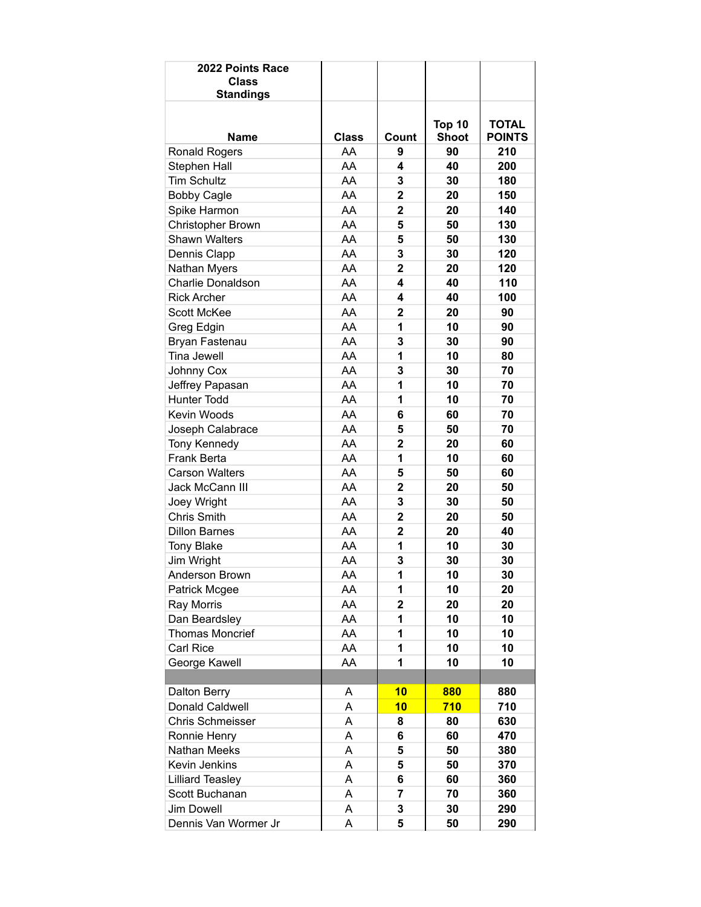| 2022 Points Race Class Standings | | | | |
|---|---|---|---|---|
| **Name** | **Class** | **Count** | **Top 10 Shoot** | **TOTAL POINTS** |
| Ronald Rogers | AA | **9** | **90** | **210** |
| Stephen Hall | AA | **4** | **40** | **200** |
| Tim Schultz | AA | **3** | **30** | **180** |
| Bobby Cagle | AA | **2** | **20** | **150** |
| Spike Harmon | AA | **2** | **20** | **140** |
| Christopher Brown | AA | **5** | **50** | **130** |
| Shawn Walters | AA | **5** | **50** | **130** |
| Dennis Clapp | AA | **3** | **30** | **120** |
| Nathan Myers | AA | **2** | **20** | **120** |
| Charlie Donaldson | AA | **4** | **40** | **110** |
| Rick Archer | AA | **4** | **40** | **100** |
| Scott McKee | AA | **2** | **20** | **90** |
| Greg Edgin | AA | **1** | **10** | **90** |
| Bryan Fastenau | AA | **3** | **30** | **90** |
| Tina Jewell | AA | **1** | **10** | **80** |
| Johnny Cox | AA | **3** | **30** | **70** |
| Jeffrey Papasan | AA | **1** | **10** | **70** |
| Hunter Todd | AA | **1** | **10** | **70** |
| Kevin Woods | AA | **6** | **60** | **70** |
| Joseph Calabrace | AA | **5** | **50** | **70** |
| Tony Kennedy | AA | **2** | **20** | **60** |
| Frank Berta | AA | **1** | **10** | **60** |
| Carson Walters | AA | **5** | **50** | **60** |
| Jack McCann III | AA | **2** | **20** | **50** |
| Joey Wright | AA | **3** | **30** | **50** |
| Chris Smith | AA | **2** | **20** | **50** |
| Dillon Barnes | AA | **2** | **20** | **40** |
| Tony Blake | AA | **1** | **10** | **30** |
| Jim Wright | AA | **3** | **30** | **30** |
| Anderson Brown | AA | **1** | **10** | **30** |
| Patrick Mcgee | AA | **1** | **10** | **20** |
| Ray Morris | AA | **2** | **20** | **20** |
| Dan Beardsley | AA | **1** | **10** | **10** |
| Thomas Moncrief | AA | **1** | **10** | **10** |
| Carl Rice | AA | **1** | **10** | **10** |
| George Kawell | AA | **1** | **10** | **10** |
| | | | | |
| Dalton Berry | A | **10** | **880** | **880** |
| Donald Caldwell | A | **10** | **710** | **710** |
| Chris Schmeisser | A | **8** | **80** | **630** |
| Ronnie Henry | A | **6** | **60** | **470** |
| Nathan Meeks | A | **5** | **50** | **380** |
| Kevin Jenkins | A | **5** | **50** | **370** |
| Lilliard Teasley | A | **6** | **60** | **360** |
| Scott Buchanan | A | **7** | **70** | **360** |
| Jim Dowell | A | **3** | **30** | **290** |
| Dennis Van Wormer Jr | A | **5** | **50** | **290** |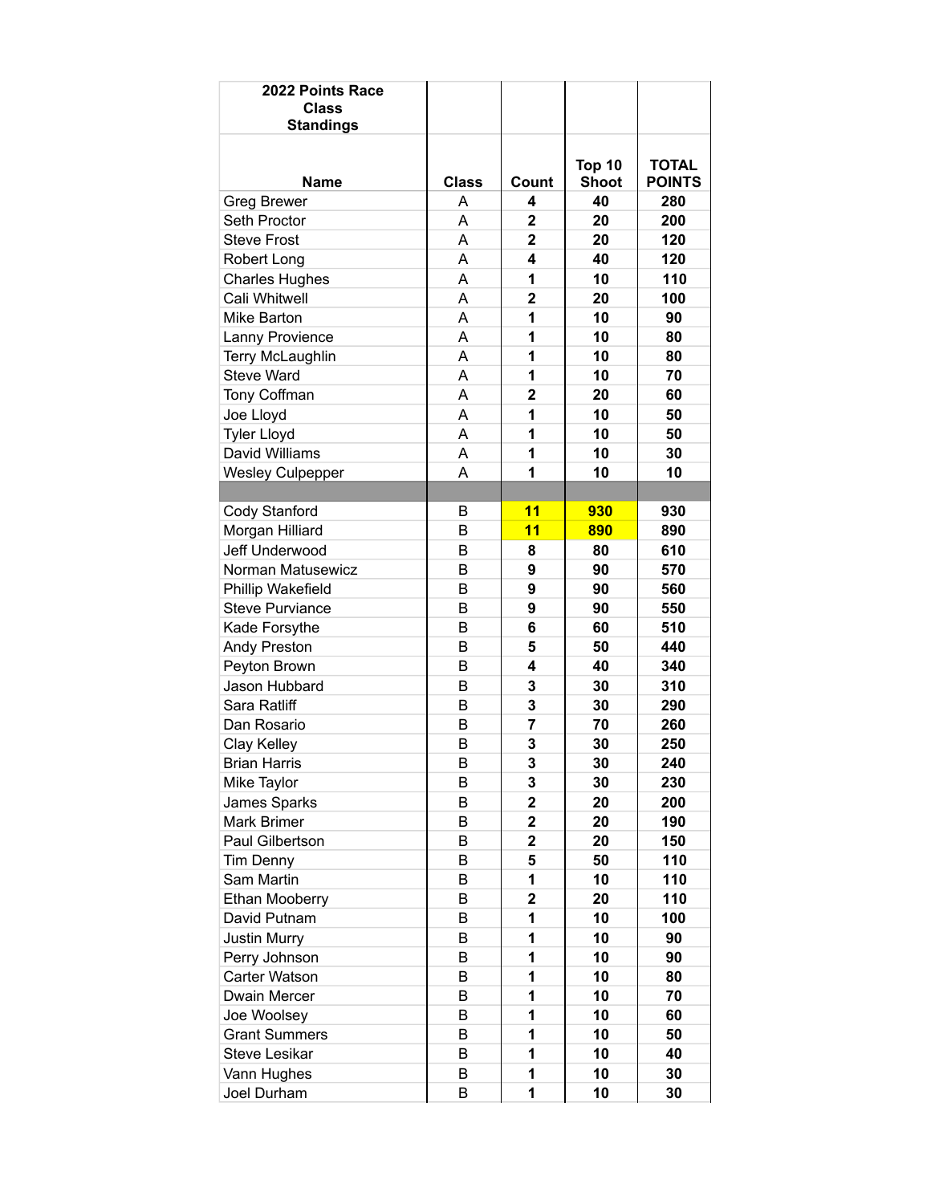| 2022 Points Race Class Standings | | | | |
|---|---|---|---|---|
| **Name** | **Class** | **Count** | **Top 10 Shoot** | **TOTAL POINTS** |
| Greg Brewer | A | **4** | **40** | **280** |
| Seth Proctor | A | **2** | **20** | **200** |
| Steve Frost | A | **2** | **20** | **120** |
| Robert Long | A | **4** | **40** | **120** |
| Charles Hughes | A | **1** | **10** | **110** |
| Cali Whitwell | A | **2** | **20** | **100** |
| Mike Barton | A | **1** | **10** | **90** |
| Lanny Provience | A | **1** | **10** | **80** |
| Terry McLaughlin | A | **1** | **10** | **80** |
| Steve Ward | A | **1** | **10** | **70** |
| Tony Coffman | A | **2** | **20** | **60** |
| Joe Lloyd | A | **1** | **10** | **50** |
| Tyler Lloyd | A | **1** | **10** | **50** |
| David Williams | A | **1** | **10** | **30** |
| Wesley Culpepper | A | **1** | **10** | **10** |
| | | | | |
| Cody Stanford | B | **11** | **930** | **930** |
| Morgan Hilliard | B | **11** | **890** | **890** |
| Jeff Underwood | B | **8** | **80** | **610** |
| Norman Matusewicz | B | **9** | **90** | **570** |
| Phillip Wakefield | B | **9** | **90** | **560** |
| Steve Purviance | B | **9** | **90** | **550** |
| Kade Forsythe | B | **6** | **60** | **510** |
| Andy Preston | B | **5** | **50** | **440** |
| Peyton Brown | B | **4** | **40** | **340** |
| Jason Hubbard | B | **3** | **30** | **310** |
| Sara Ratliff | B | **3** | **30** | **290** |
| Dan Rosario | B | **7** | **70** | **260** |
| Clay Kelley | B | **3** | **30** | **250** |
| Brian Harris | B | **3** | **30** | **240** |
| Mike Taylor | B | **3** | **30** | **230** |
| James Sparks | B | **2** | **20** | **200** |
| Mark Brimer | B | **2** | **20** | **190** |
| Paul Gilbertson | B | **2** | **20** | **150** |
| Tim Denny | B | **5** | **50** | **110** |
| Sam Martin | B | **1** | **10** | **110** |
| Ethan Mooberry | B | **2** | **20** | **110** |
| David Putnam | B | **1** | **10** | **100** |
| Justin Murry | B | **1** | **10** | **90** |
| Perry Johnson | B | **1** | **10** | **90** |
| Carter Watson | B | **1** | **10** | **80** |
| Dwain Mercer | B | **1** | **10** | **70** |
| Joe Woolsey | B | **1** | **10** | **60** |
| Grant Summers | B | **1** | **10** | **50** |
| Steve Lesikar | B | **1** | **10** | **40** |
| Vann Hughes | B | **1** | **10** | **30** |
| Joel Durham | B | **1** | **10** | **30** |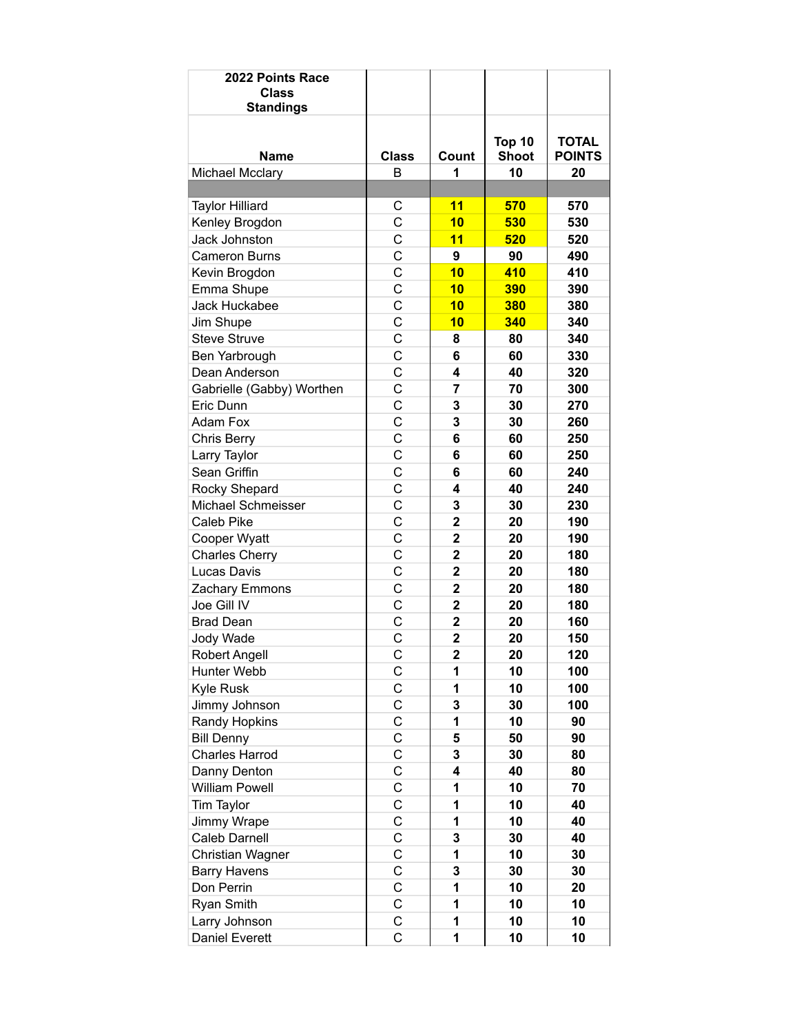| 2022 Points Race Class Standings | | | | |
|---|---|---|---|---|
| **Name** | **Class** | **Count** | **Top 10 Shoot** | **TOTAL POINTS** |
| Michael Mcclary | B | **1** | **10** | **20** |
| | | | | |
| Taylor Hilliard | C | **11** | **570** | **570** |
| Kenley Brogdon | C | **10** | **530** | **530** |
| Jack Johnston | C | **11** | **520** | **520** |
| Cameron Burns | C | **9** | **90** | **490** |
| Kevin Brogdon | C | **10** | **410** | **410** |
| Emma Shupe | C | **10** | **390** | **390** |
| Jack Huckabee | C | **10** | **380** | **380** |
| Jim Shupe | C | **10** | **340** | **340** |
| Steve Struve | C | **8** | **80** | **340** |
| Ben Yarbrough | C | **6** | **60** | **330** |
| Dean Anderson | C | **4** | **40** | **320** |
| Gabrielle (Gabby) Worthen | C | **7** | **70** | **300** |
| Eric Dunn | C | **3** | **30** | **270** |
| Adam Fox | C | **3** | **30** | **260** |
| Chris Berry | C | **6** | **60** | **250** |
| Larry Taylor | C | **6** | **60** | **250** |
| Sean Griffin | C | **6** | **60** | **240** |
| Rocky Shepard | C | **4** | **40** | **240** |
| Michael Schmeisser | C | **3** | **30** | **230** |
| Caleb Pike | C | **2** | **20** | **190** |
| Cooper Wyatt | C | **2** | **20** | **190** |
| Charles Cherry | C | **2** | **20** | **180** |
| Lucas Davis | C | **2** | **20** | **180** |
| Zachary Emmons | C | **2** | **20** | **180** |
| Joe Gill IV | C | **2** | **20** | **180** |
| Brad Dean | C | **2** | **20** | **160** |
| Jody Wade | C | **2** | **20** | **150** |
| Robert Angell | C | **2** | **20** | **120** |
| Hunter Webb | C | **1** | **10** | **100** |
| Kyle Rusk | C | **1** | **10** | **100** |
| Jimmy Johnson | C | **3** | **30** | **100** |
| Randy Hopkins | C | **1** | **10** | **90** |
| Bill Denny | C | **5** | **50** | **90** |
| Charles Harrod | C | **3** | **30** | **80** |
| Danny Denton | C | **4** | **40** | **80** |
| William Powell | C | **1** | **10** | **70** |
| Tim Taylor | C | **1** | **10** | **40** |
| Jimmy Wrape | C | **1** | **10** | **40** |
| Caleb Darnell | C | **3** | **30** | **40** |
| Christian Wagner | C | **1** | **10** | **30** |
| Barry Havens | C | **3** | **30** | **30** |
| Don Perrin | C | **1** | **10** | **20** |
| Ryan Smith | C | **1** | **10** | **10** |
| Larry Johnson | C | **1** | **10** | **10** |
| Daniel Everett | C | **1** | **10** | **10** |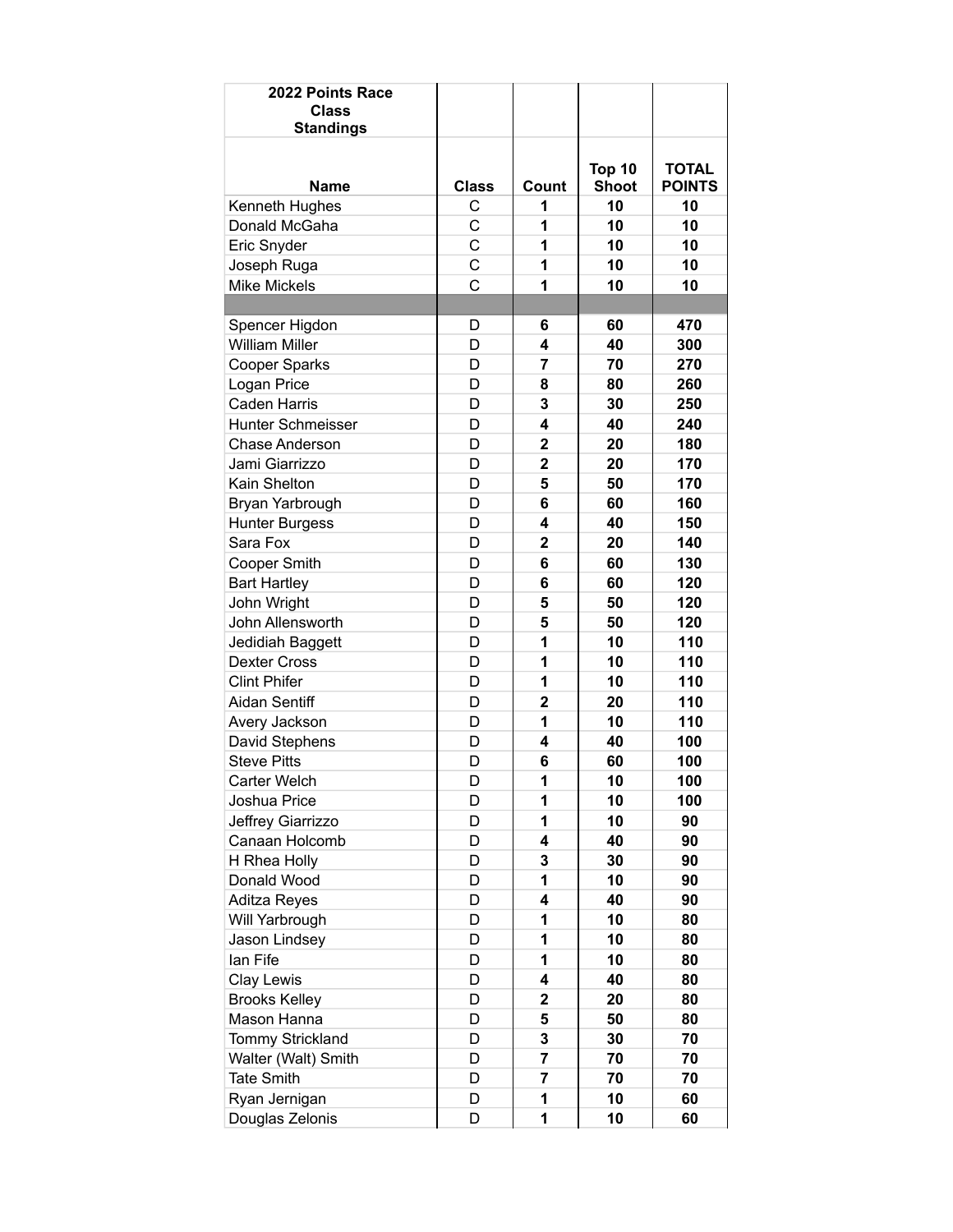| 2022 Points Race Class Standings | | | | |
|---|---|---|---|---|
| **Name** | **Class** | **Count** | **Top 10 Shoot** | **TOTAL POINTS** |
| Kenneth Hughes | C | **1** | **10** | **10** |
| Donald McGaha | C | **1** | **10** | **10** |
| Eric Snyder | C | **1** | **10** | **10** |
| Joseph Ruga | C | **1** | **10** | **10** |
| Mike Mickels | C | **1** | **10** | **10** |
| | | | | |
| Spencer Higdon | D | **6** | **60** | **470** |
| William Miller | D | **4** | **40** | **300** |
| Cooper Sparks | D | **7** | **70** | **270** |
| Logan Price | D | **8** | **80** | **260** |
| Caden Harris | D | **3** | **30** | **250** |
| Hunter Schmeisser | D | **4** | **40** | **240** |
| Chase Anderson | D | **2** | **20** | **180** |
| Jami Giarrizzo | D | **2** | **20** | **170** |
| Kain Shelton | D | **5** | **50** | **170** |
| Bryan Yarbrough | D | **6** | **60** | **160** |
| Hunter Burgess | D | **4** | **40** | **150** |
| Sara Fox | D | **2** | **20** | **140** |
| Cooper Smith | D | **6** | **60** | **130** |
| Bart Hartley | D | **6** | **60** | **120** |
| John Wright | D | **5** | **50** | **120** |
| John Allensworth | D | **5** | **50** | **120** |
| Jedidiah Baggett | D | **1** | **10** | **110** |
| Dexter Cross | D | **1** | **10** | **110** |
| Clint Phifer | D | **1** | **10** | **110** |
| Aidan Sentiff | D | **2** | **20** | **110** |
| Avery Jackson | D | **1** | **10** | **110** |
| David Stephens | D | **4** | **40** | **100** |
| Steve Pitts | D | **6** | **60** | **100** |
| Carter Welch | D | **1** | **10** | **100** |
| Joshua Price | D | **1** | **10** | **100** |
| Jeffrey Giarrizzo | D | **1** | **10** | **90** |
| Canaan Holcomb | D | **4** | **40** | **90** |
| H Rhea Holly | D | **3** | **30** | **90** |
| Donald Wood | D | **1** | **10** | **90** |
| Aditza Reyes | D | **4** | **40** | **90** |
| Will Yarbrough | D | **1** | **10** | **80** |
| Jason Lindsey | D | **1** | **10** | **80** |
| Ian Fife | D | **1** | **10** | **80** |
| Clay Lewis | D | **4** | **40** | **80** |
| Brooks Kelley | D | **2** | **20** | **80** |
| Mason Hanna | D | **5** | **50** | **80** |
| Tommy Strickland | D | **3** | **30** | **70** |
| Walter (Walt) Smith | D | **7** | **70** | **70** |
| Tate Smith | D | **7** | **70** | **70** |
| Ryan Jernigan | D | **1** | **10** | **60** |
| Douglas Zelonis | D | **1** | **10** | **60** |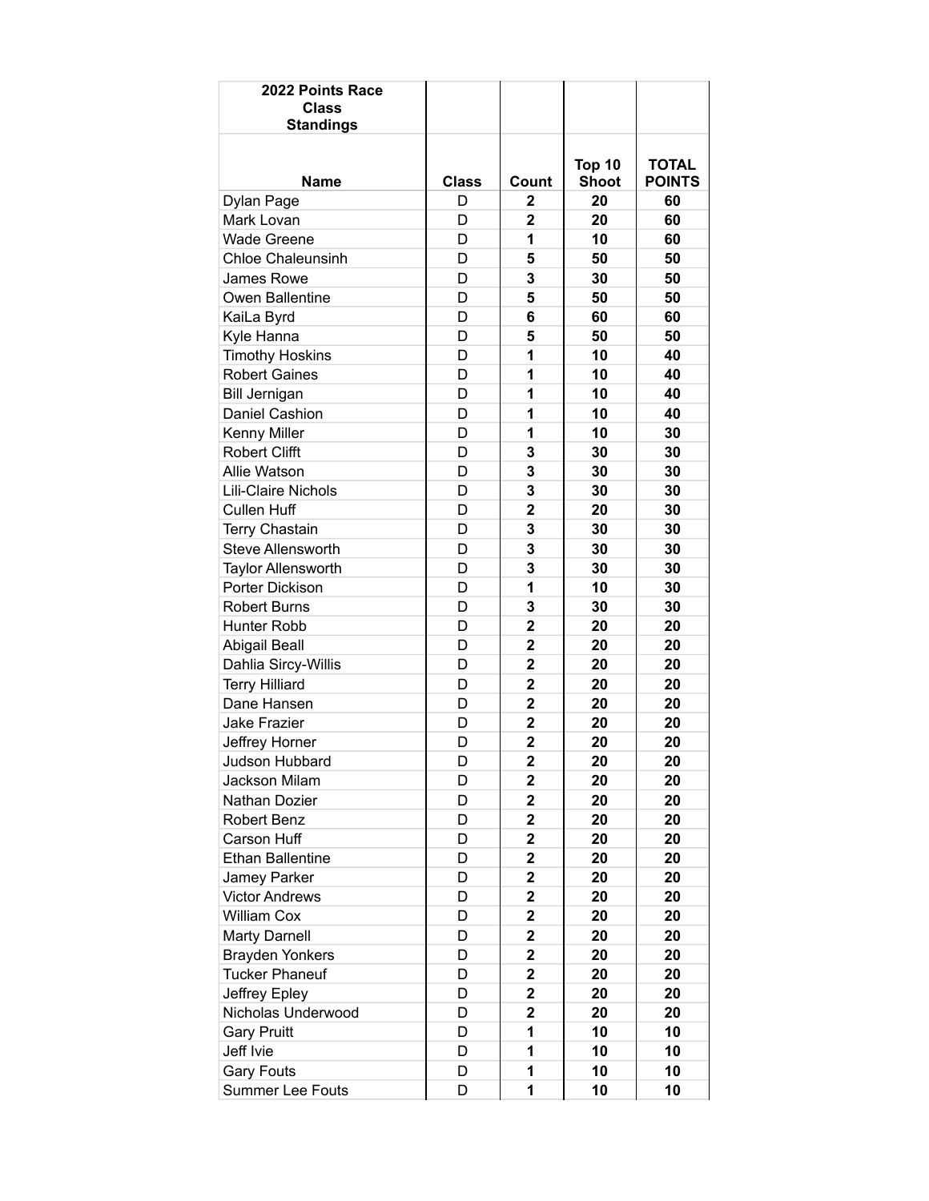| 2022 Points Race Class Standings | | | | |
|---|---|---|---|---|
| **Name** | **Class** | **Count** | **Top 10 Shoot** | **TOTAL POINTS** |
| Dylan Page | D | **2** | **20** | **60** |
| Mark Lovan | D | **2** | **20** | **60** |
| Wade Greene | D | **1** | **10** | **60** |
| Chloe Chaleunsinh | D | **5** | **50** | **50** |
| James Rowe | D | **3** | **30** | **50** |
| Owen Ballentine | D | **5** | **50** | **50** |
| KaiLa Byrd | D | **6** | **60** | **60** |
| Kyle Hanna | D | **5** | **50** | **50** |
| Timothy Hoskins | D | **1** | **10** | **40** |
| Robert Gaines | D | **1** | **10** | **40** |
| Bill Jernigan | D | **1** | **10** | **40** |
| Daniel Cashion | D | **1** | **10** | **40** |
| Kenny Miller | D | **1** | **10** | **30** |
| Robert Clifft | D | **3** | **30** | **30** |
| Allie Watson | D | **3** | **30** | **30** |
| Lili-Claire Nichols | D | **3** | **30** | **30** |
| Cullen Huff | D | **2** | **20** | **30** |
| Terry Chastain | D | **3** | **30** | **30** |
| Steve Allensworth | D | **3** | **30** | **30** |
| Taylor Allensworth | D | **3** | **30** | **30** |
| Porter Dickison | D | **1** | **10** | **30** |
| Robert Burns | D | **3** | **30** | **30** |
| Hunter Robb | D | **2** | **20** | **20** |
| Abigail Beall | D | **2** | **20** | **20** |
| Dahlia Sircy-Willis | D | **2** | **20** | **20** |
| Terry Hilliard | D | **2** | **20** | **20** |
| Dane Hansen | D | **2** | **20** | **20** |
| Jake Frazier | D | **2** | **20** | **20** |
| Jeffrey Horner | D | **2** | **20** | **20** |
| Judson Hubbard | D | **2** | **20** | **20** |
| Jackson Milam | D | **2** | **20** | **20** |
| Nathan Dozier | D | **2** | **20** | **20** |
| Robert Benz | D | **2** | **20** | **20** |
| Carson Huff | D | **2** | **20** | **20** |
| Ethan Ballentine | D | **2** | **20** | **20** |
| Jamey Parker | D | **2** | **20** | **20** |
| Victor Andrews | D | **2** | **20** | **20** |
| William Cox | D | **2** | **20** | **20** |
| Marty Darnell | D | **2** | **20** | **20** |
| Brayden Yonkers | D | **2** | **20** | **20** |
| Tucker Phaneuf | D | **2** | **20** | **20** |
| Jeffrey Epley | D | **2** | **20** | **20** |
| Nicholas Underwood | D | **2** | **20** | **20** |
| Gary Pruitt | D | **1** | **10** | **10** |
| Jeff Ivie | D | **1** | **10** | **10** |
| Gary Fouts | D | **1** | **10** | **10** |
| Summer Lee Fouts | D | **1** | **10** | **10** |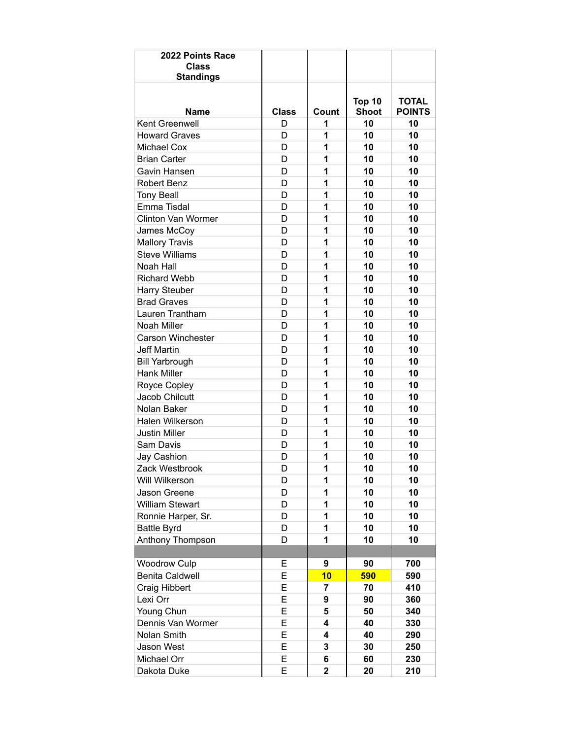| 2022 Points Race Class Standings | | | | |
|---|---|---|---|---|
| **Name** | **Class** | **Count** | **Top 10 Shoot** | **TOTAL POINTS** |
| Kent Greenwell | D | **1** | **10** | **10** |
| Howard Graves | D | **1** | **10** | **10** |
| Michael Cox | D | **1** | **10** | **10** |
| Brian Carter | D | **1** | **10** | **10** |
| Gavin Hansen | D | **1** | **10** | **10** |
| Robert Benz | D | **1** | **10** | **10** |
| Tony Beall | D | **1** | **10** | **10** |
| Emma Tisdal | D | **1** | **10** | **10** |
| Clinton Van Wormer | D | **1** | **10** | **10** |
| James McCoy | D | **1** | **10** | **10** |
| Mallory Travis | D | **1** | **10** | **10** |
| Steve Williams | D | **1** | **10** | **10** |
| Noah Hall | D | **1** | **10** | **10** |
| Richard Webb | D | **1** | **10** | **10** |
| Harry Steuber | D | **1** | **10** | **10** |
| Brad Graves | D | **1** | **10** | **10** |
| Lauren Trantham | D | **1** | **10** | **10** |
| Noah Miller | D | **1** | **10** | **10** |
| Carson Winchester | D | **1** | **10** | **10** |
| Jeff Martin | D | **1** | **10** | **10** |
| Bill Yarbrough | D | **1** | **10** | **10** |
| Hank Miller | D | **1** | **10** | **10** |
| Royce Copley | D | **1** | **10** | **10** |
| Jacob Chilcutt | D | **1** | **10** | **10** |
| Nolan Baker | D | **1** | **10** | **10** |
| Halen Wilkerson | D | **1** | **10** | **10** |
| Justin Miller | D | **1** | **10** | **10** |
| Sam Davis | D | **1** | **10** | **10** |
| Jay Cashion | D | **1** | **10** | **10** |
| Zack Westbrook | D | **1** | **10** | **10** |
| Will Wilkerson | D | **1** | **10** | **10** |
| Jason Greene | D | **1** | **10** | **10** |
| William Stewart | D | **1** | **10** | **10** |
| Ronnie Harper, Sr. | D | **1** | **10** | **10** |
| Battle Byrd | D | **1** | **10** | **10** |
| Anthony Thompson | D | **1** | **10** | **10** |
| | | | | |
| Woodrow Culp | E | **9** | **90** | **700** |
| Benita Caldwell | E | **10** | **590** | **590** |
| Craig Hibbert | E | **7** | **70** | **410** |
| Lexi Orr | E | **9** | **90** | **360** |
| Young Chun | E | **5** | **50** | **340** |
| Dennis Van Wormer | E | **4** | **40** | **330** |
| Nolan Smith | E | **4** | **40** | **290** |
| Jason West | E | **3** | **30** | **250** |
| Michael Orr | E | **6** | **60** | **230** |
| Dakota Duke | E | **2** | **20** | **210** |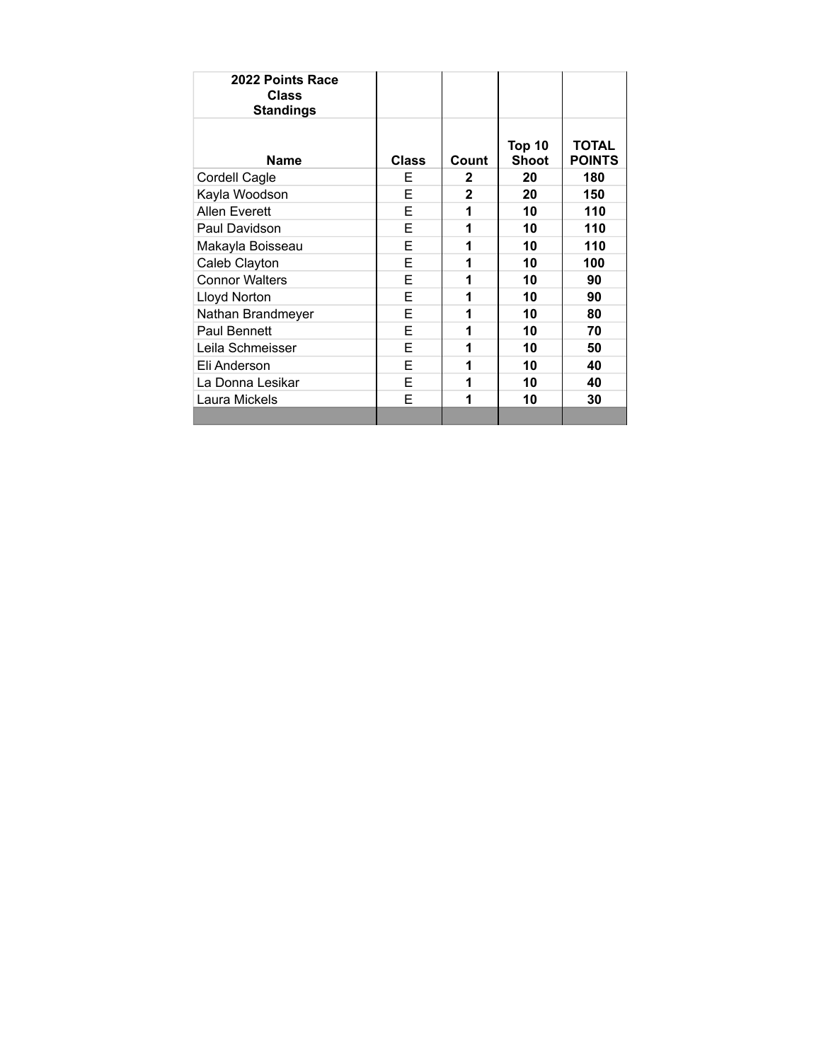| 2022 Points Race Class Standings | | | | |
|---|---|---|---|---|
| **Name** | **Class** | **Count** | **Top 10 Shoot** | **TOTAL POINTS** |
| Cordell Cagle | E | **2** | **20** | **180** |
| Kayla Woodson | E | **2** | **20** | **150** |
| Allen Everett | E | **1** | **10** | **110** |
| Paul Davidson | E | **1** | **10** | **110** |
| Makayla Boisseau | E | **1** | **10** | **110** |
| Caleb Clayton | E | **1** | **10** | **100** |
| Connor Walters | E | **1** | **10** | **90** |
| Lloyd Norton | E | **1** | **10** | **90** |
| Nathan Brandmeyer | E | **1** | **10** | **80** |
| Paul Bennett | E | **1** | **10** | **70** |
| Leila Schmeisser | E | **1** | **10** | **50** |
| Eli Anderson | E | **1** | **10** | **40** |
| La Donna Lesikar | E | **1** | **10** | **40** |
| Laura Mickels | E | **1** | **10** | **30** |